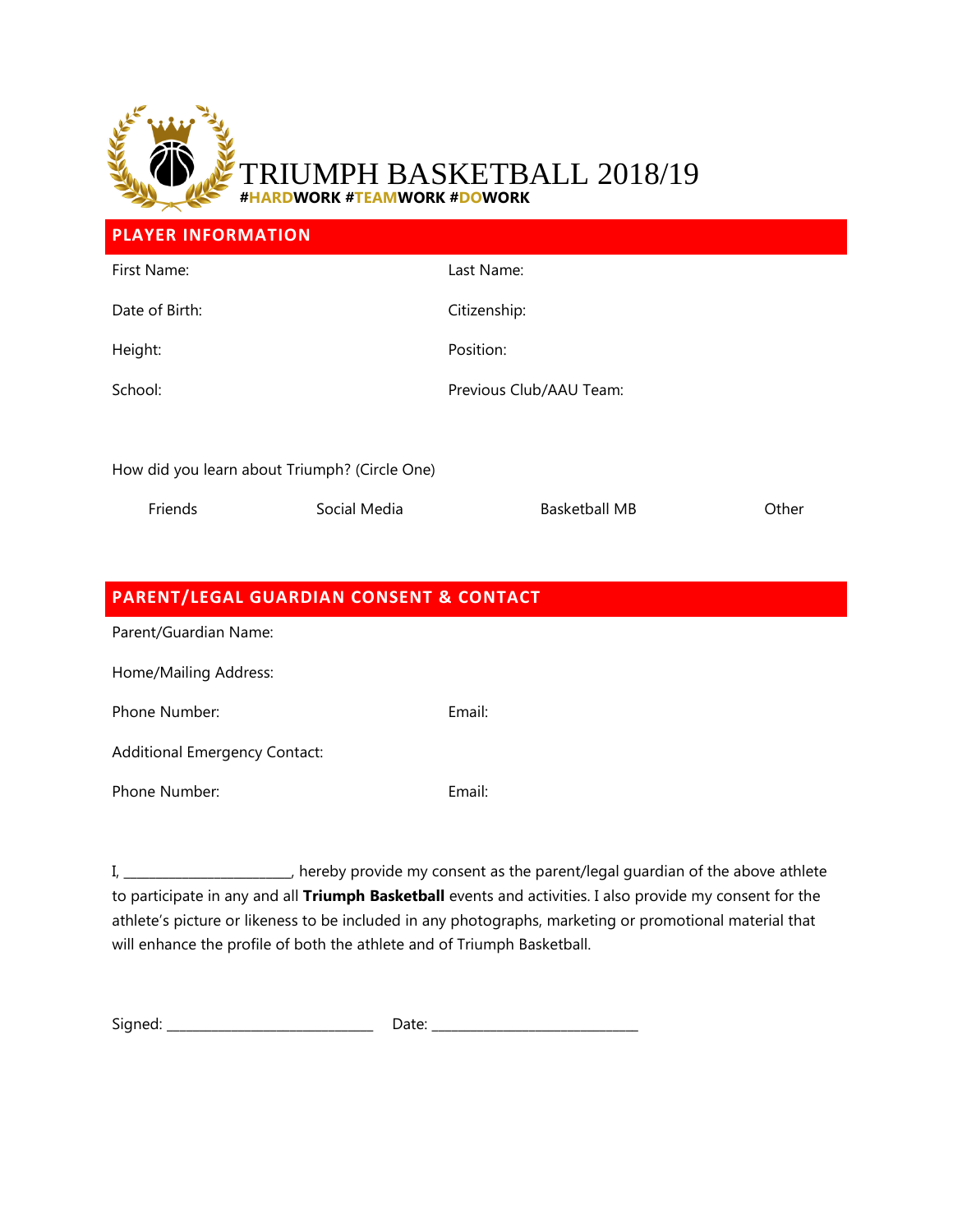# TRIUMPH BASKETBALL 2018/19

**#HARDWORK #TEAMWORK #DOWORK**

## PLAYER INFORMATION

First Name:

Last Name:

Date of Birth:

Citizenship:

Height:

Position:

School:

Previous Club/AAU Team:

How did you learn about Triumph? (Circle One)

Friends Social Media Basketball MB Other

## PARENT/LEGAL GUARDIAN CONSENT & CONTACT

Parent/Guardian Name:

Home/Mailing Address:

Phone Number:

Email:

Additional Emergency Contact:

Phone Number:

Email:

I, ________________________, hereby provide my consent as the parent/legal guardian of the above athlete to participate in any and all **Triumph Basketball** events and activities. I also provide my consent for the athlete's picture or likeness to be included in any photographs, marketing or promotional material that will enhance the profile of both the athlete and of Triumph Basketball.

Signed: ______________________________ Date: ______________________________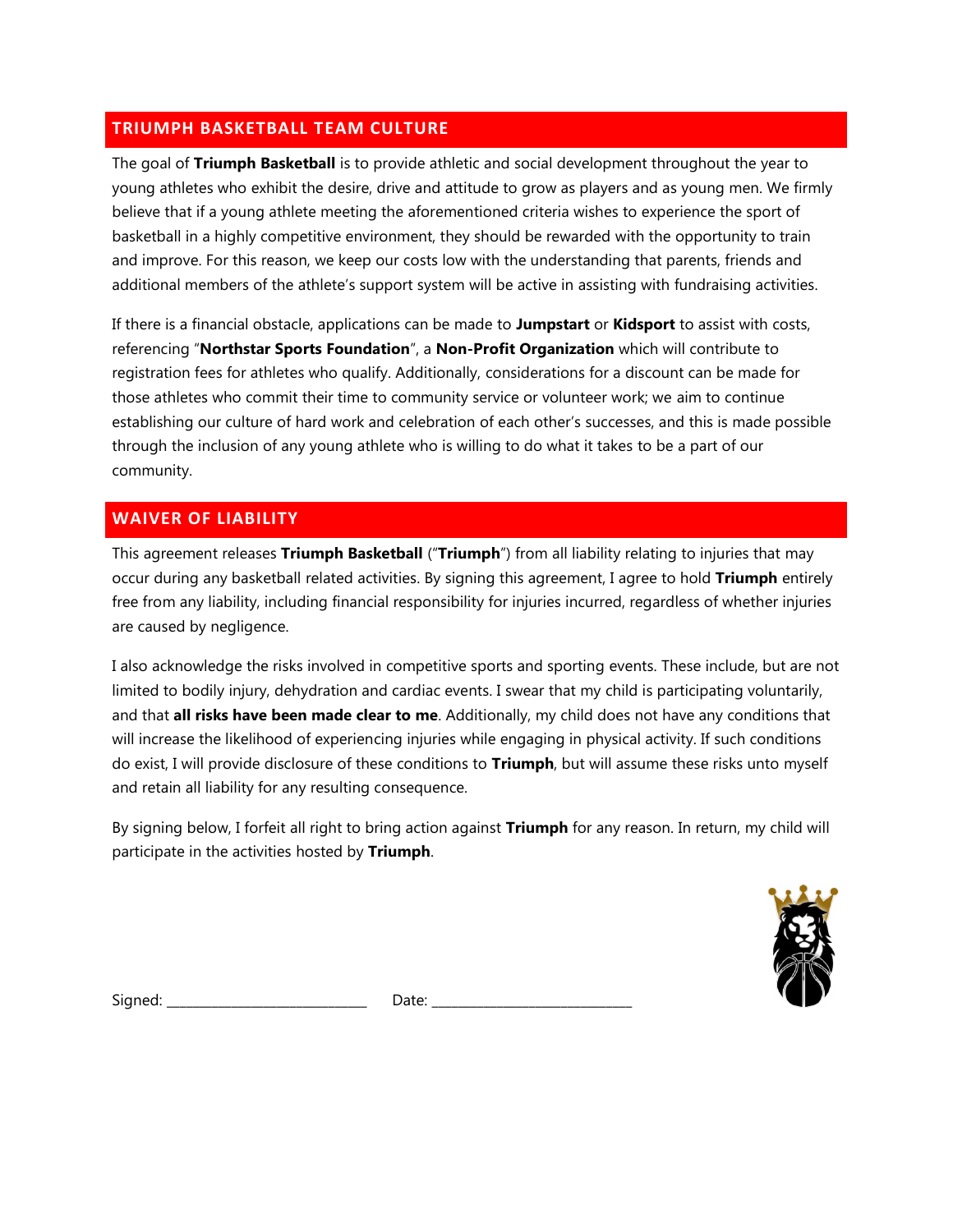## TRIUMPH BASKETBALL TEAM CULTURE

The goal of **Triumph Basketball** is to provide athletic and social development throughout the year to young athletes who exhibit the desire, drive and attitude to grow as players and as young men. We firmly believe that if a young athlete meeting the aforementioned criteria wishes to experience the sport of basketball in a highly competitive environment, they should be rewarded with the opportunity to train and improve. For this reason, we keep our costs low with the understanding that parents, friends and additional members of the athlete's support system will be active in assisting with fundraising activities.

If there is a financial obstacle, applications can be made to **Jumpstart** or **Kidsport** to assist with costs, referencing "**Northstar Sports Foundation**", a **Non-Profit Organization** which will contribute to registration fees for athletes who qualify. Additionally, considerations for a discount can be made for those athletes who commit their time to community service or volunteer work; we aim to continue establishing our culture of hard work and celebration of each other's successes, and this is made possible through the inclusion of any young athlete who is willing to do what it takes to be a part of our community.

## WAIVER OF LIABILITY

This agreement releases **Triumph Basketball** ("**Triumph**") from all liability relating to injuries that may occur during any basketball related activities. By signing this agreement, I agree to hold **Triumph** entirely free from any liability, including financial responsibility for injuries incurred, regardless of whether injuries are caused by negligence.

I also acknowledge the risks involved in competitive sports and sporting events. These include, but are not limited to bodily injury, dehydration and cardiac events. I swear that my child is participating voluntarily, and that **all risks have been made clear to me**. Additionally, my child does not have any conditions that will increase the likelihood of experiencing injuries while engaging in physical activity. If such conditions do exist, I will provide disclosure of these conditions to **Triumph**, but will assume these risks unto myself and retain all liability for any resulting consequence.

By signing below, I forfeit all right to bring action against **Triumph** for any reason. In return, my child will participate in the activities hosted by **Triumph**.

Signed: ______________________________ Date: ______________________________